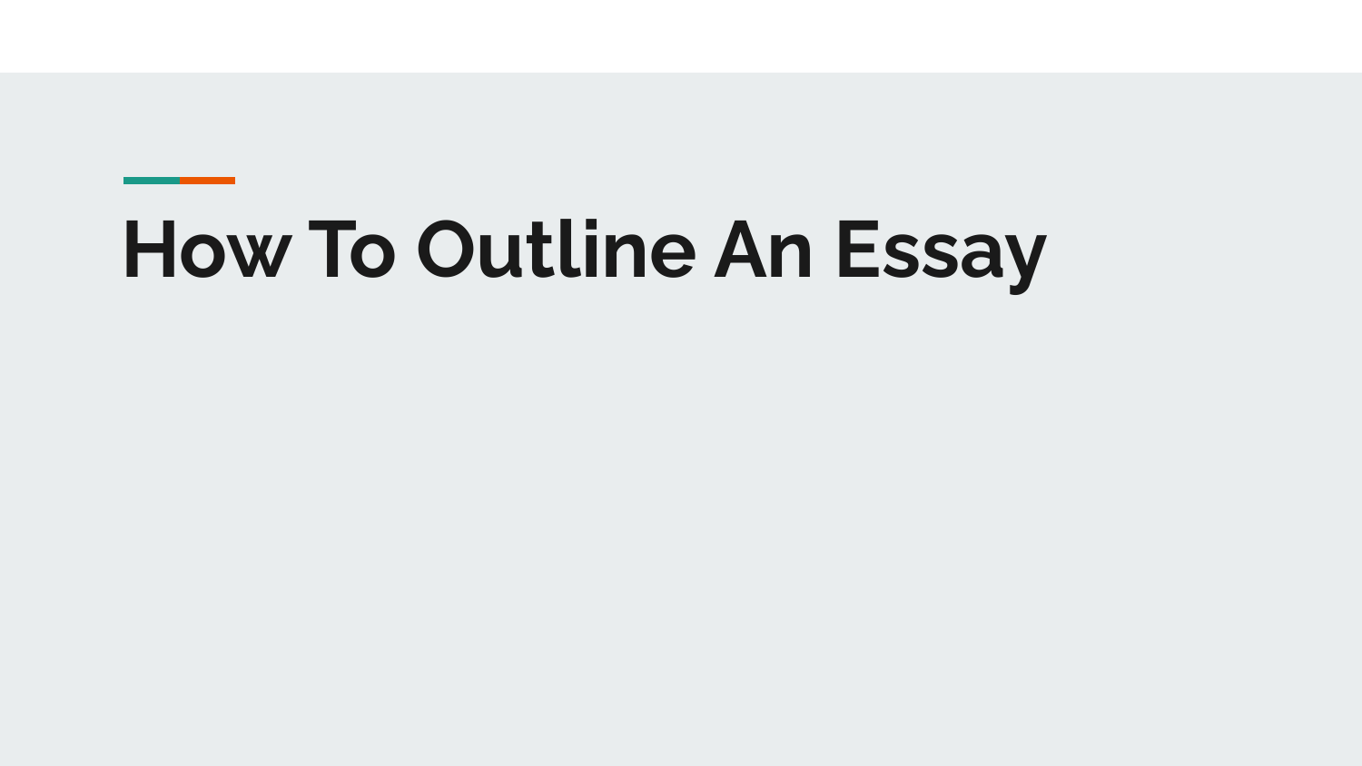# How To Outline An Essay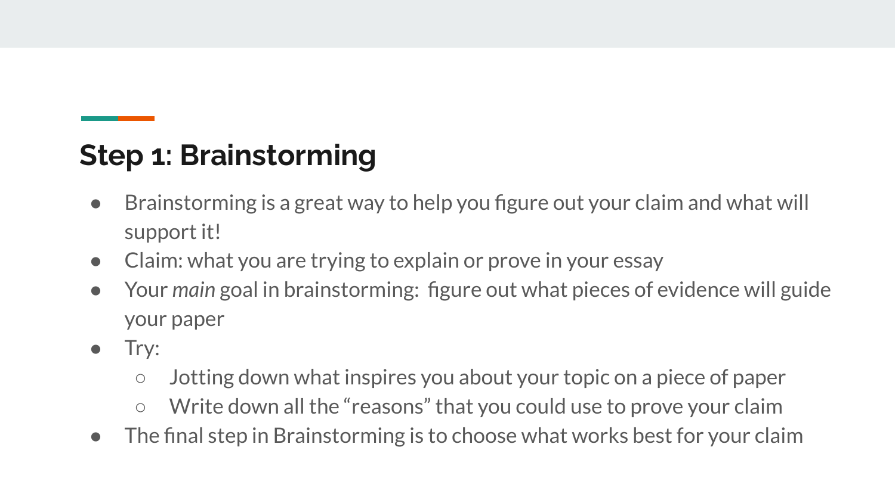## Step 1: Brainstorming

- Brainstorming is a great way to help you figure out your claim and what will support it!
- Claim: what you are trying to explain or prove in your essay
- Your *main* goal in brainstorming: figure out what pieces of evidence will guide your paper
- Try:
  - Jotting down what inspires you about your topic on a piece of paper
  - Write down all the "reasons" that you could use to prove your claim
- The final step in Brainstorming is to choose what works best for your claim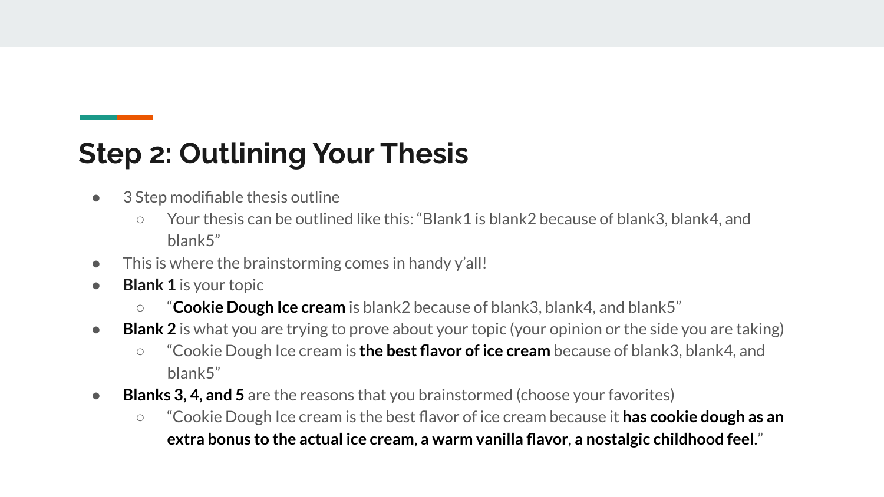## Step 2: Outlining Your Thesis

- 3 Step modifiable thesis outline
  - Your thesis can be outlined like this: “Blank1 is blank2 because of blank3, blank4, and blank5”
- This is where the brainstorming comes in handy y’all!
- **Blank 1** is your topic
  - “**Cookie Dough Ice cream** is blank2 because of blank3, blank4, and blank5”
- **Blank 2** is what you are trying to prove about your topic (your opinion or the side you are taking)
  - “Cookie Dough Ice cream is **the best flavor of ice cream** because of blank3, blank4, and blank5”
- **Blanks 3, 4, and 5** are the reasons that you brainstormed (choose your favorites)
  - “Cookie Dough Ice cream is the best flavor of ice cream because it **has cookie dough as an extra bonus to the actual ice cream**, **a warm vanilla flavor**, **a nostalgic childhood feel**.”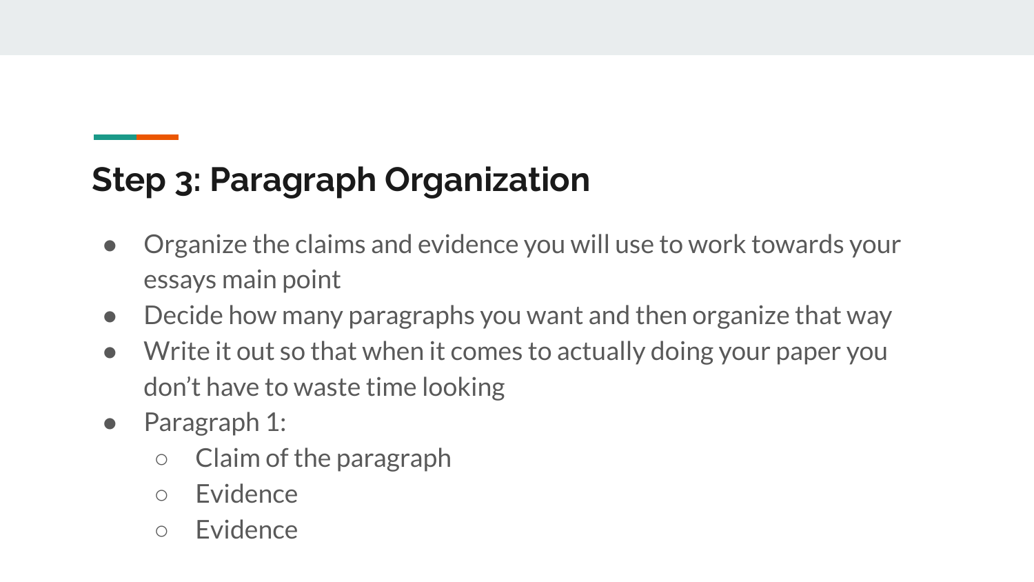## Step 3: Paragraph Organization

- Organize the claims and evidence you will use to work towards your essays main point
- Decide how many paragraphs you want and then organize that way
- Write it out so that when it comes to actually doing your paper you don't have to waste time looking
- Paragraph 1:
  - Claim of the paragraph
  - Evidence
  - Evidence